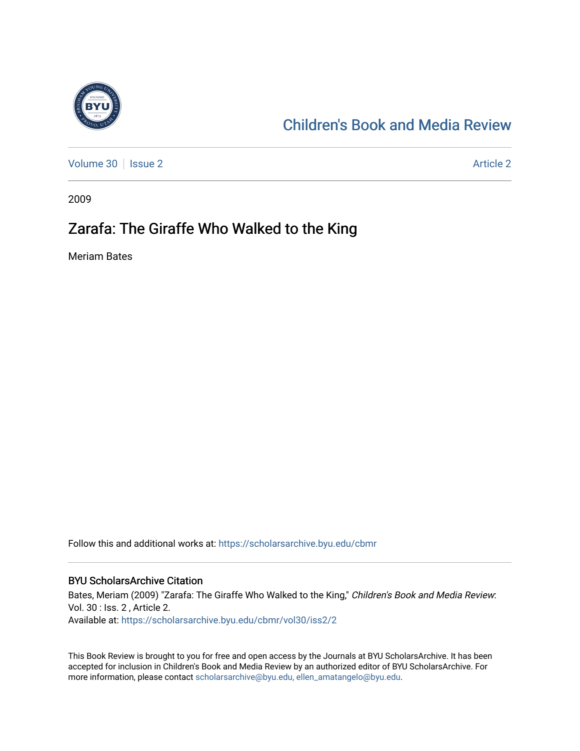Children's Book and Media Review

Volume 30 | Issue 2 | Article 2

2009

# Zarafa: The Giraffe Who Walked to the King

Meriam Bates

Follow this and additional works at: https://scholarsarchive.byu.edu/cbmr

## BYU ScholarsArchive Citation

Bates, Meriam (2009) "Zarafa: The Giraffe Who Walked to the King," *Children's Book and Media Review*: Vol. 30 : Iss. 2 , Article 2.
Available at: https://scholarsarchive.byu.edu/cbmr/vol30/iss2/2

This Book Review is brought to you for free and open access by the Journals at BYU ScholarsArchive. It has been accepted for inclusion in Children's Book and Media Review by an authorized editor of BYU ScholarsArchive. For more information, please contact scholarsarchive@byu.edu, ellen_amatangelo@byu.edu.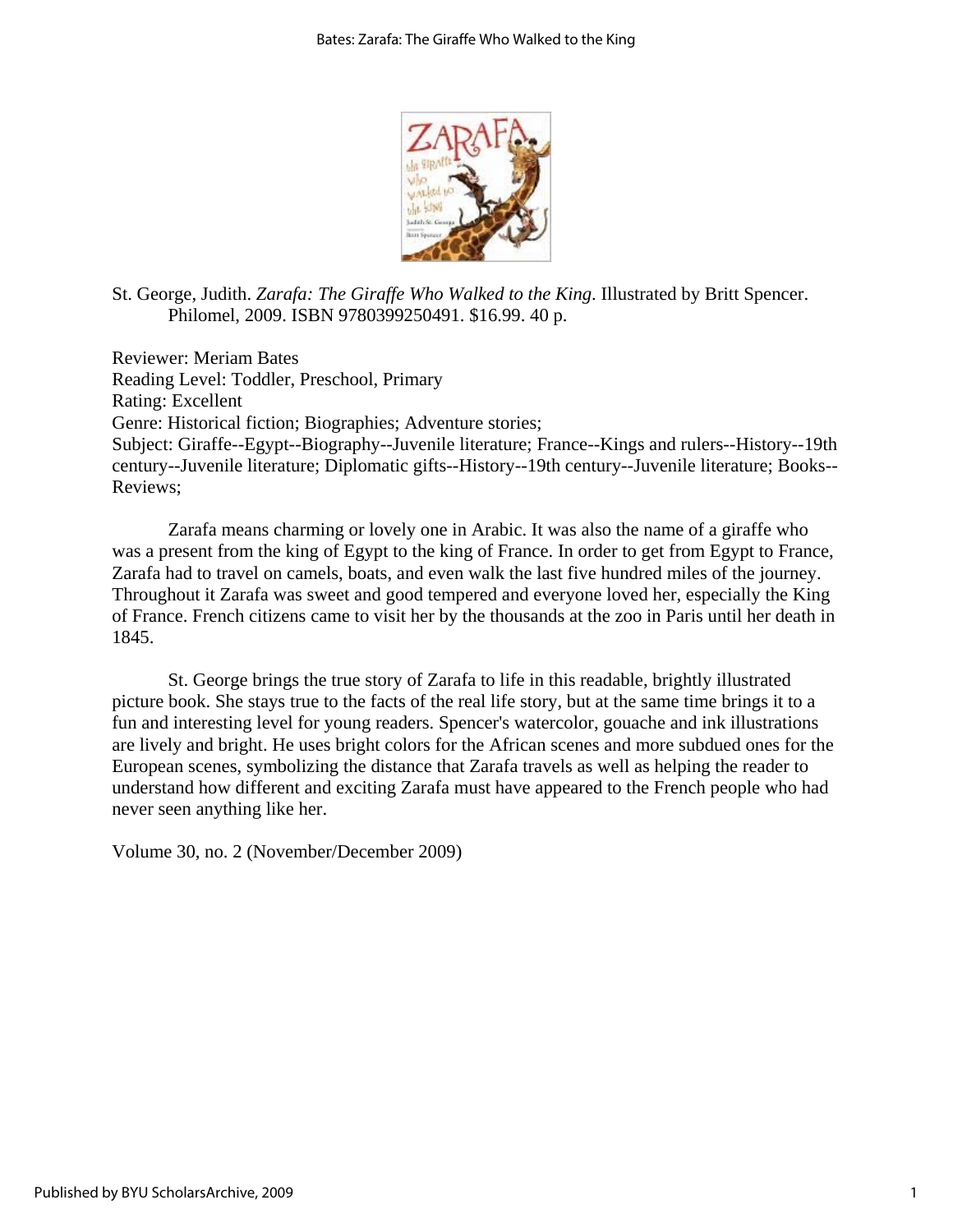St. George, Judith. *Zarafa: The Giraffe Who Walked to the King*. Illustrated by Britt Spencer. Philomel, 2009. ISBN 9780399250491. $16.99. 40 p.

Reviewer: Meriam Bates
Reading Level: Toddler, Preschool, Primary
Rating: Excellent
Genre: Historical fiction; Biographies; Adventure stories;
Subject: Giraffe--Egypt--Biography--Juvenile literature; France--Kings and rulers--History--19th century--Juvenile literature; Diplomatic gifts--History--19th century--Juvenile literature; Books--Reviews;

Zarafa means charming or lovely one in Arabic. It was also the name of a giraffe who was a present from the king of Egypt to the king of France. In order to get from Egypt to France, Zarafa had to travel on camels, boats, and even walk the last five hundred miles of the journey. Throughout it Zarafa was sweet and good tempered and everyone loved her, especially the King of France. French citizens came to visit her by the thousands at the zoo in Paris until her death in 1845.

St. George brings the true story of Zarafa to life in this readable, brightly illustrated picture book. She stays true to the facts of the real life story, but at the same time brings it to a fun and interesting level for young readers. Spencer's watercolor, gouache and ink illustrations are lively and bright. He uses bright colors for the African scenes and more subdued ones for the European scenes, symbolizing the distance that Zarafa travels as well as helping the reader to understand how different and exciting Zarafa must have appeared to the French people who had never seen anything like her.

Volume 30, no. 2 (November/December 2009)